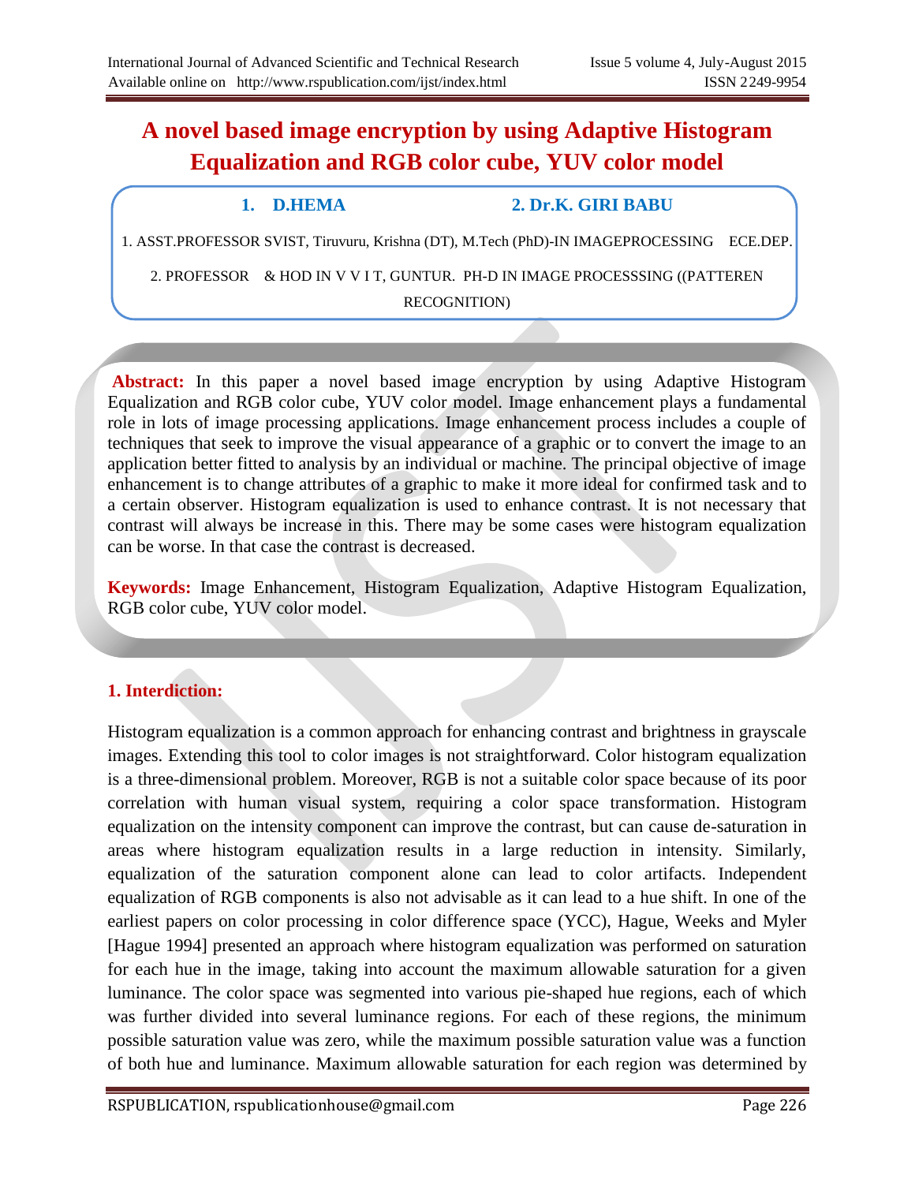# A novel based image encryption by using Adaptive Histogram Equalization and RGB color cube, YUV color model

**1. D.HEMA** **2. Dr.K. GIRI BABU**

1. ASST.PROFESSOR SVIST, Tiruvuru, Krishna (DT), M.Tech (PhD)-IN IMAGEPROCESSING ECE.DEP.

2. PROFESSOR & HOD IN V V I T, GUNTUR. PH-D IN IMAGE PROCESSSING ((PATTEREN RECOGNITION)

**Abstract:** In this paper a novel based image encryption by using Adaptive Histogram Equalization and RGB color cube, YUV color model. Image enhancement plays a fundamental role in lots of image processing applications. Image enhancement process includes a couple of techniques that seek to improve the visual appearance of a graphic or to convert the image to an application better fitted to analysis by an individual or machine. The principal objective of image enhancement is to change attributes of a graphic to make it more ideal for confirmed task and to a certain observer. Histogram equalization is used to enhance contrast. It is not necessary that contrast will always be increase in this. There may be some cases were histogram equalization can be worse. In that case the contrast is decreased.

**Keywords:** Image Enhancement, Histogram Equalization, Adaptive Histogram Equalization, RGB color cube, YUV color model.

## 1. Interdiction:

Histogram equalization is a common approach for enhancing contrast and brightness in grayscale images. Extending this tool to color images is not straightforward. Color histogram equalization is a three-dimensional problem. Moreover, RGB is not a suitable color space because of its poor correlation with human visual system, requiring a color space transformation. Histogram equalization on the intensity component can improve the contrast, but can cause de-saturation in areas where histogram equalization results in a large reduction in intensity. Similarly, equalization of the saturation component alone can lead to color artifacts. Independent equalization of RGB components is also not advisable as it can lead to a hue shift. In one of the earliest papers on color processing in color difference space (YCC), Hague, Weeks and Myler [Hague 1994] presented an approach where histogram equalization was performed on saturation for each hue in the image, taking into account the maximum allowable saturation for a given luminance. The color space was segmented into various pie-shaped hue regions, each of which was further divided into several luminance regions. For each of these regions, the minimum possible saturation value was zero, while the maximum possible saturation value was a function of both hue and luminance. Maximum allowable saturation for each region was determined by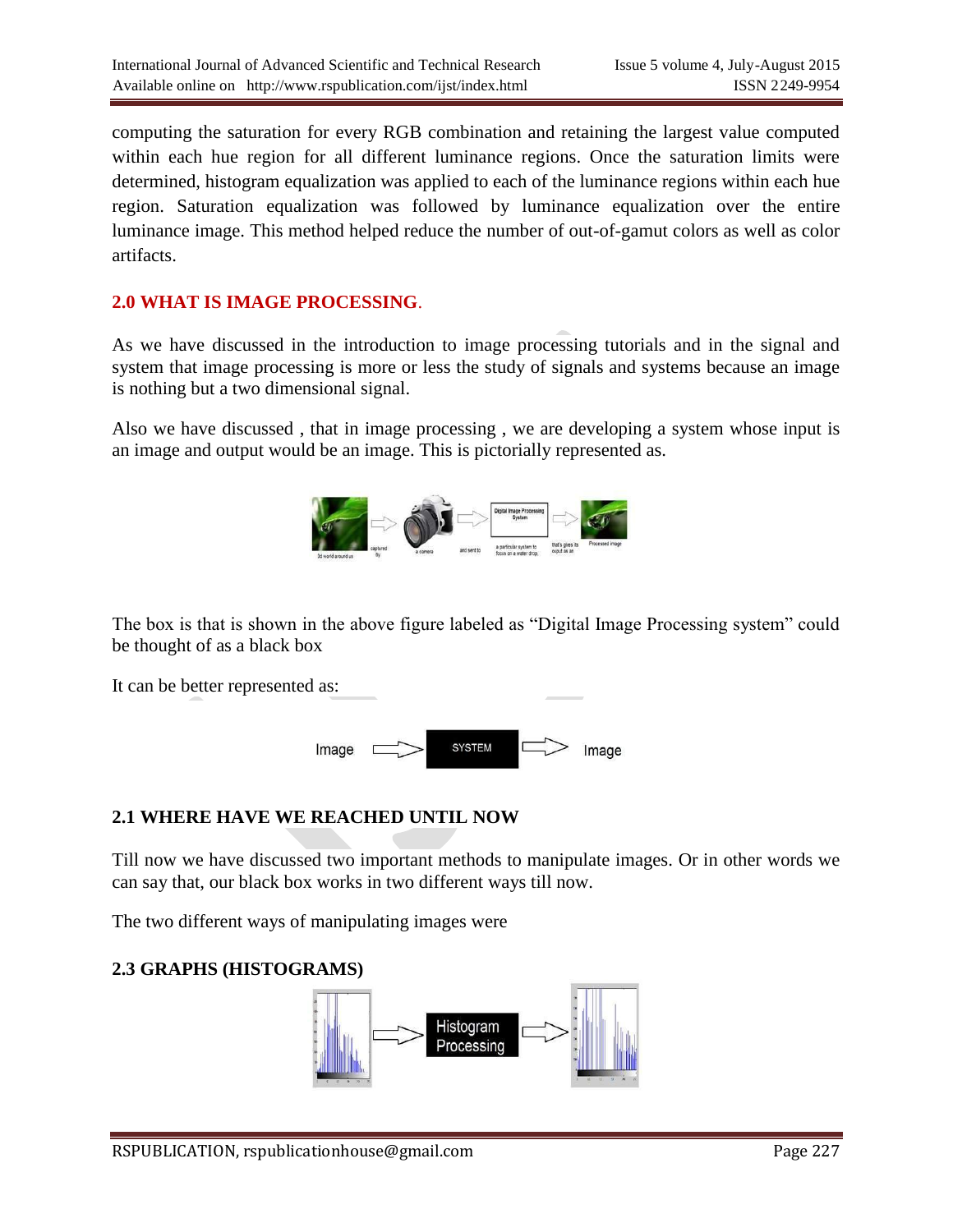computing the saturation for every RGB combination and retaining the largest value computed within each hue region for all different luminance regions. Once the saturation limits were determined, histogram equalization was applied to each of the luminance regions within each hue region. Saturation equalization was followed by luminance equalization over the entire luminance image. This method helped reduce the number of out-of-gamut colors as well as color artifacts.

## 2.0 WHAT IS IMAGE PROCESSING.

As we have discussed in the introduction to image processing tutorials and in the signal and system that image processing is more or less the study of signals and systems because an image is nothing but a two dimensional signal.

Also we have discussed , that in image processing , we are developing a system whose input is an image and output would be an image. This is pictorially represented as.

The box is that is shown in the above figure labeled as “Digital Image Processing system” could be thought of as a black box

It can be better represented as:

## 2.1 WHERE HAVE WE REACHED UNTIL NOW

Till now we have discussed two important methods to manipulate images. Or in other words we can say that, our black box works in two different ways till now.

The two different ways of manipulating images were

## 2.3 GRAPHS (HISTOGRAMS)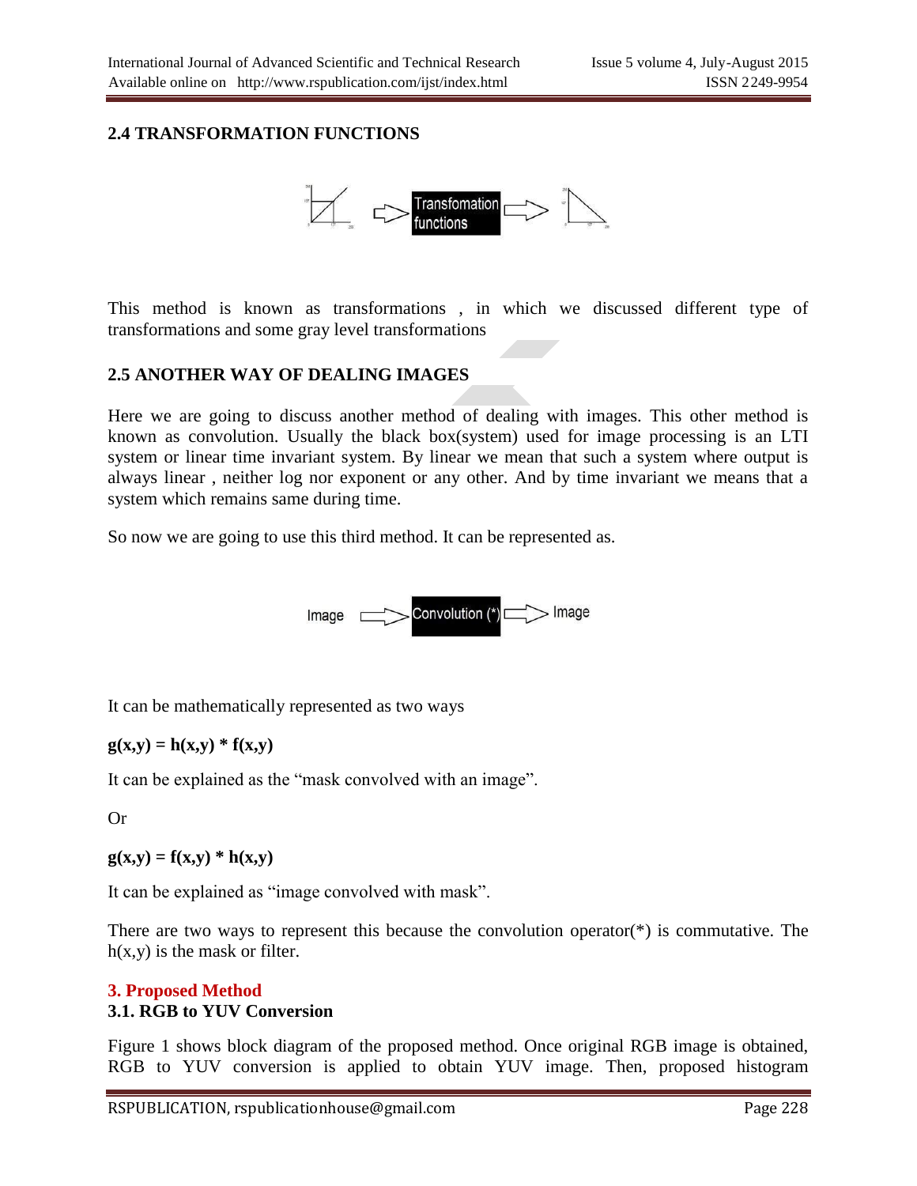### 2.4 TRANSFORMATION FUNCTIONS

This method is known as transformations , in which we discussed different type of transformations and some gray level transformations

### 2.5 ANOTHER WAY OF DEALING IMAGES

Here we are going to discuss another method of dealing with images. This other method is known as convolution. Usually the black box(system) used for image processing is an LTI system or linear time invariant system. By linear we mean that such a system where output is always linear , neither log nor exponent or any other. And by time invariant we means that a system which remains same during time.

So now we are going to use this third method. It can be represented as.

It can be mathematically represented as two ways

$$g(x,y) = h(x,y) * f(x,y)$$

It can be explained as the "mask convolved with an image".

Or

$$g(x,y) = f(x,y) * h(x,y)$$

It can be explained as "image convolved with mask".

There are two ways to represent this because the convolution operator(*) is commutative. The h(x,y) is the mask or filter.

## 3. Proposed Method

### 3.1. RGB to YUV Conversion

Figure 1 shows block diagram of the proposed method. Once original RGB image is obtained, RGB to YUV conversion is applied to obtain YUV image. Then, proposed histogram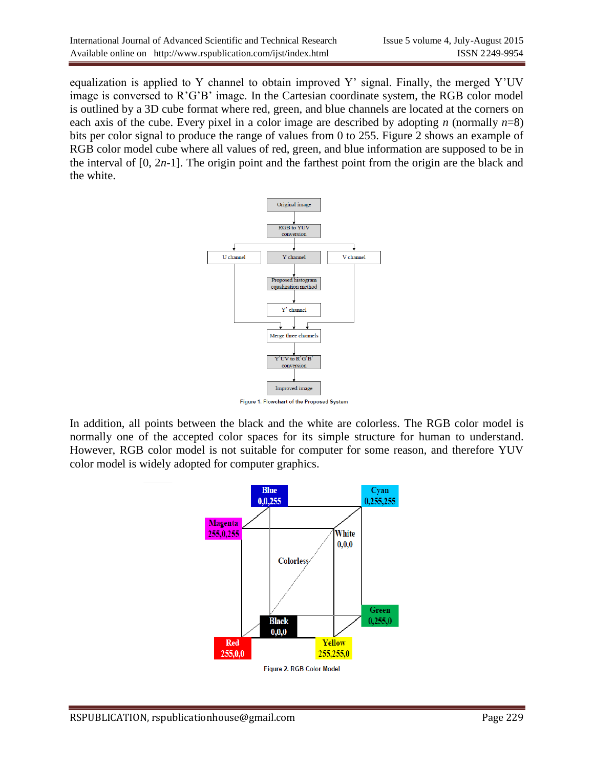equalization is applied to Y channel to obtain improved Y' signal. Finally, the merged Y'UV image is conversed to R'G'B' image. In the Cartesian coordinate system, the RGB color model is outlined by a 3D cube format where red, green, and blue channels are located at the corners on each axis of the cube. Every pixel in a color image are described by adopting $n$ (normally $n$=8) bits per color signal to produce the range of values from 0 to 255. Figure 2 shows an example of RGB color model cube where all values of red, green, and blue information are supposed to be in the interval of [0, 2$n$-1]. The origin point and the farthest point from the origin are the black and the white.

Figure 1. Flowchart of the Proposed System

In addition, all points between the black and the white are colorless. The RGB color model is normally one of the accepted color spaces for its simple structure for human to understand. However, RGB color model is not suitable for computer for some reason, and therefore YUV color model is widely adopted for computer graphics.

Figure 2. RGB Color Model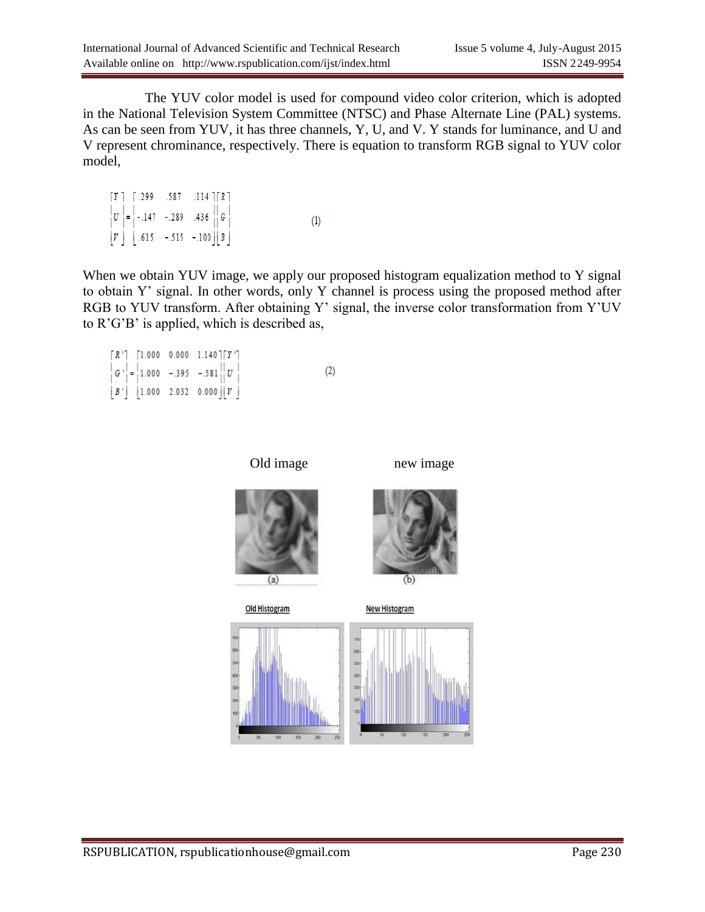The YUV color model is used for compound video color criterion, which is adopted in the National Television System Committee (NTSC) and Phase Alternate Line (PAL) systems. As can be seen from YUV, it has three channels, Y, U, and V. Y stands for luminance, and U and V represent chrominance, respectively. There is equation to transform RGB signal to YUV color model,

$$\begin{bmatrix} Y \\ U \\ V \end{bmatrix} = \begin{bmatrix} .299 & .587 & .114 \\ -.147 & -.289 & .436 \\ .615 & -.515 & -.100 \end{bmatrix} \begin{bmatrix} R \\ G \\ B \end{bmatrix} \quad (1)$$

When we obtain YUV image, we apply our proposed histogram equalization method to Y signal to obtain Y' signal. In other words, only Y channel is process using the proposed method after RGB to YUV transform. After obtaining Y' signal, the inverse color transformation from Y'UV to R'G'B' is applied, which is described as,

$$\begin{bmatrix} R' \\ G' \\ B' \end{bmatrix} = \begin{bmatrix} 1.000 & 0.000 & 1.140 \\ 1.000 & -.395 & -.581 \\ 1.000 & 2.032 & 0.000 \end{bmatrix} \begin{bmatrix} Y' \\ U \\ V \end{bmatrix} \quad (2)$$

Old image　　　　new image

(a)　　　　(b)

Old Histogram　　　　New Histogram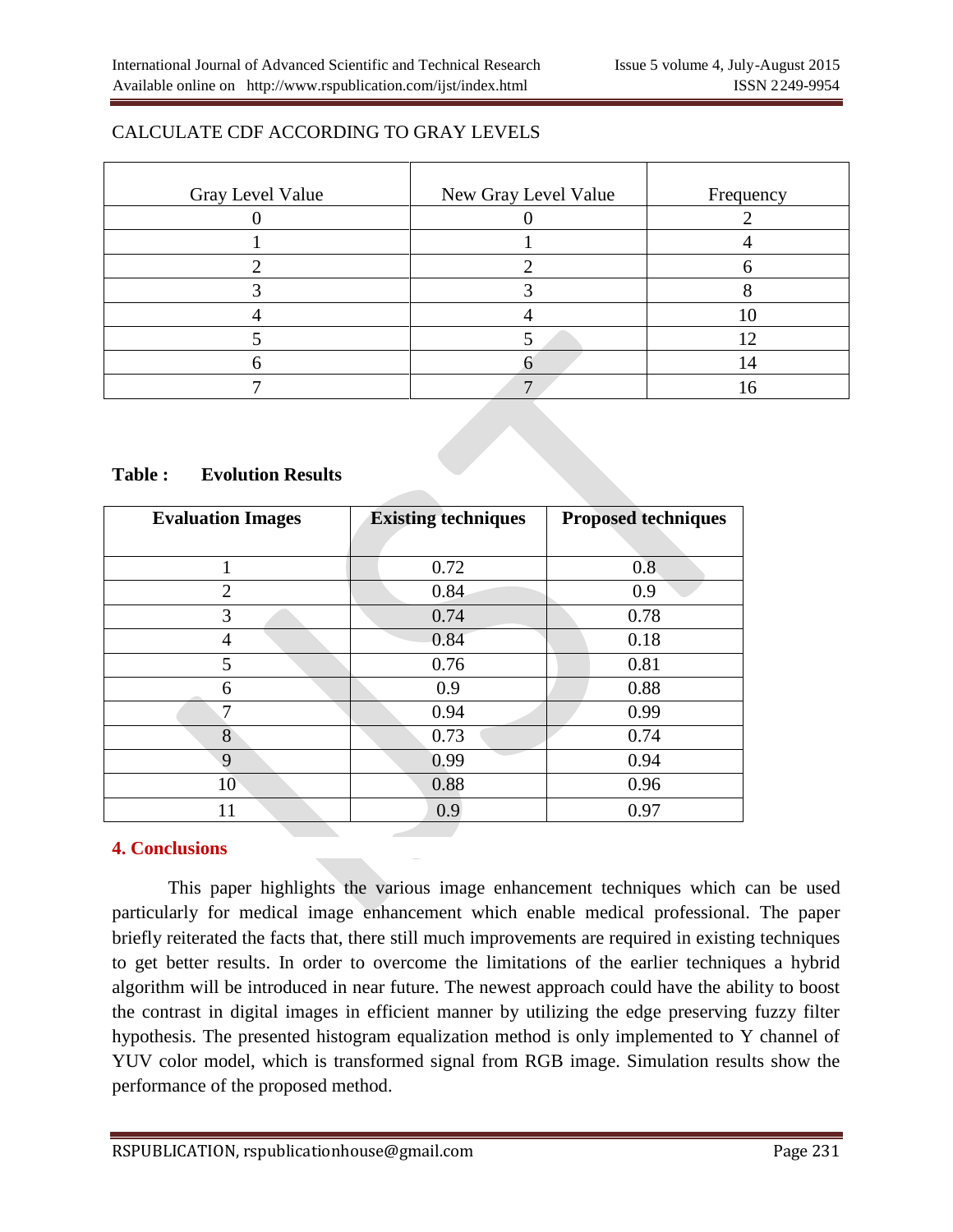CALCULATE CDF ACCORDING TO GRAY LEVELS

| Gray Level Value | New Gray Level Value | Frequency |
|---|---|---|
| 0 | 0 | 2 |
| 1 | 1 | 4 |
| 2 | 2 | 6 |
| 3 | 3 | 8 |
| 4 | 4 | 10 |
| 5 | 5 | 12 |
| 6 | 6 | 14 |
| 7 | 7 | 16 |

**Table : Evolution Results**

| **Evaluation Images** | **Existing techniques** | **Proposed techniques** |
|---|---|---|
| 1 | 0.72 | 0.8 |
| 2 | 0.84 | 0.9 |
| 3 | 0.74 | 0.78 |
| 4 | 0.84 | 0.18 |
| 5 | 0.76 | 0.81 |
| 6 | 0.9 | 0.88 |
| 7 | 0.94 | 0.99 |
| 8 | 0.73 | 0.74 |
| 9 | 0.99 | 0.94 |
| 10 | 0.88 | 0.96 |
| 11 | 0.9 | 0.97 |

## 4. Conclusions

This paper highlights the various image enhancement techniques which can be used particularly for medical image enhancement which enable medical professional. The paper briefly reiterated the facts that, there still much improvements are required in existing techniques to get better results. In order to overcome the limitations of the earlier techniques a hybrid algorithm will be introduced in near future. The newest approach could have the ability to boost the contrast in digital images in efficient manner by utilizing the edge preserving fuzzy filter hypothesis. The presented histogram equalization method is only implemented to Y channel of YUV color model, which is transformed signal from RGB image. Simulation results show the performance of the proposed method.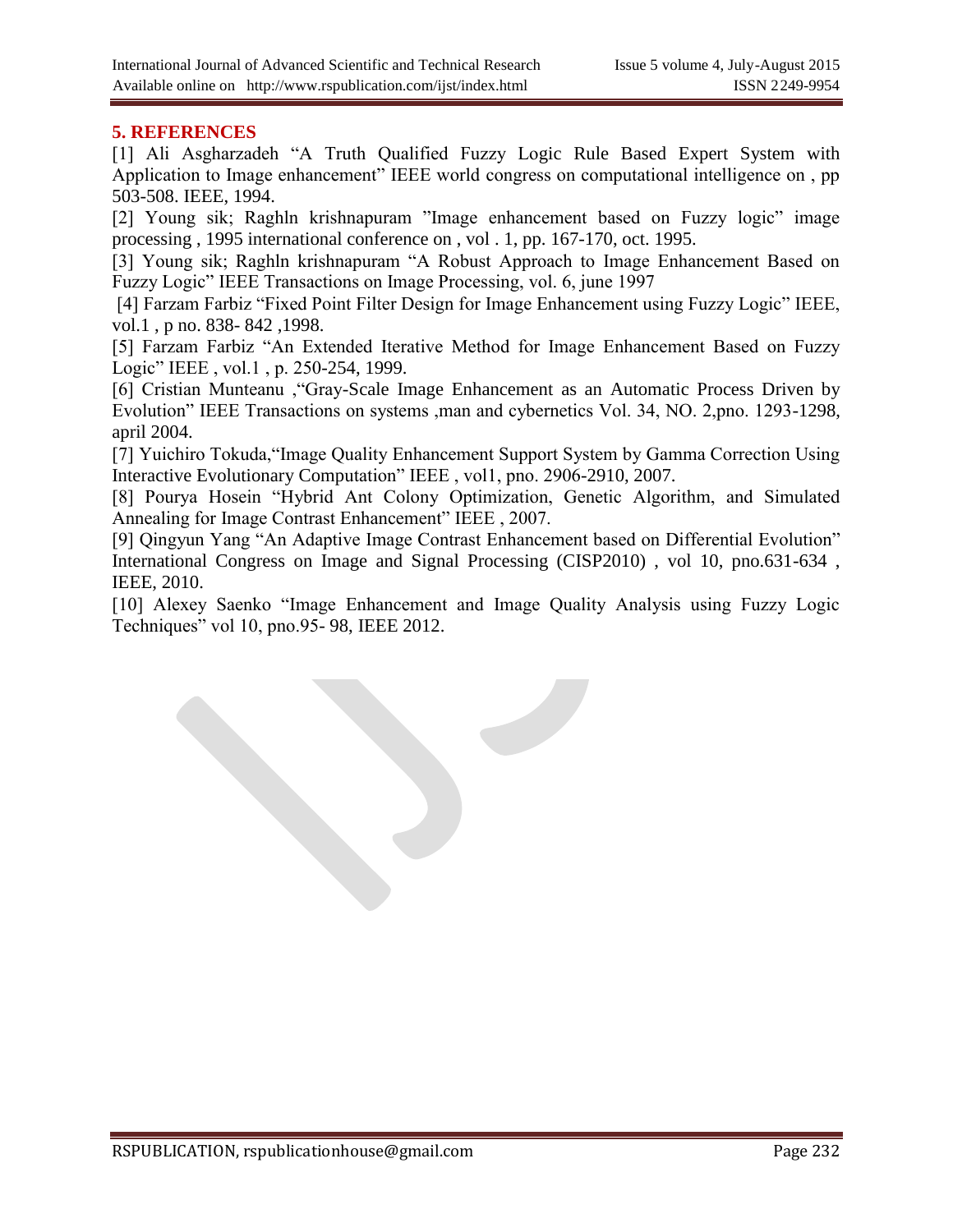## 5. REFERENCES

[1] Ali Asgharzadeh "A Truth Qualified Fuzzy Logic Rule Based Expert System with Application to Image enhancement" IEEE world congress on computational intelligence on , pp 503-508. IEEE, 1994.

[2] Young sik; Raghln krishnapuram "Image enhancement based on Fuzzy logic" image processing , 1995 international conference on , vol . 1, pp. 167-170, oct. 1995.

[3] Young sik; Raghln krishnapuram "A Robust Approach to Image Enhancement Based on Fuzzy Logic" IEEE Transactions on Image Processing, vol. 6, june 1997

[4] Farzam Farbiz "Fixed Point Filter Design for Image Enhancement using Fuzzy Logic" IEEE, vol.1 , p no. 838- 842 ,1998.

[5] Farzam Farbiz "An Extended Iterative Method for Image Enhancement Based on Fuzzy Logic" IEEE , vol.1 , p. 250-254, 1999.

[6] Cristian Munteanu ,"Gray-Scale Image Enhancement as an Automatic Process Driven by Evolution" IEEE Transactions on systems ,man and cybernetics Vol. 34, NO. 2,pno. 1293-1298, april 2004.

[7] Yuichiro Tokuda,"Image Quality Enhancement Support System by Gamma Correction Using Interactive Evolutionary Computation" IEEE , vol1, pno. 2906-2910, 2007.

[8] Pourya Hosein "Hybrid Ant Colony Optimization, Genetic Algorithm, and Simulated Annealing for Image Contrast Enhancement" IEEE , 2007.

[9] Qingyun Yang "An Adaptive Image Contrast Enhancement based on Differential Evolution" International Congress on Image and Signal Processing (CISP2010) , vol 10, pno.631-634 , IEEE, 2010.

[10] Alexey Saenko "Image Enhancement and Image Quality Analysis using Fuzzy Logic Techniques" vol 10, pno.95- 98, IEEE 2012.